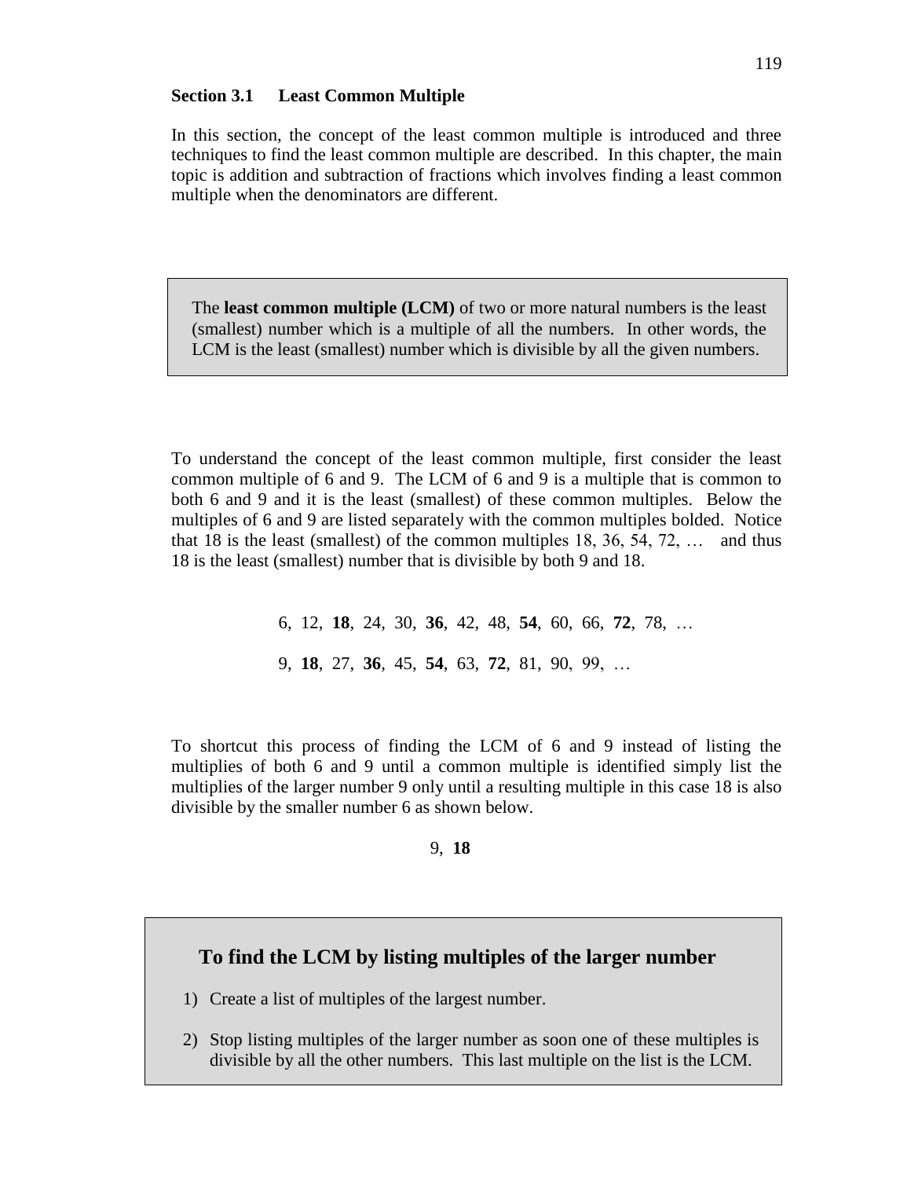## Section 3.1 Least Common Multiple

In this section, the concept of the least common multiple is introduced and three techniques to find the least common multiple are described. In this chapter, the main topic is addition and subtraction of fractions which involves finding a least common multiple when the denominators are different.

> The **least common multiple (LCM)** of two or more natural numbers is the least (smallest) number which is a multiple of all the numbers. In other words, the LCM is the least (smallest) number which is divisible by all the given numbers.

To understand the concept of the least common multiple, first consider the least common multiple of 6 and 9. The LCM of 6 and 9 is a multiple that is common to both 6 and 9 and it is the least (smallest) of these common multiples. Below the multiples of 6 and 9 are listed separately with the common multiples bolded. Notice that 18 is the least (smallest) of the common multiples 18, 36, 54, 72, … and thus 18 is the least (smallest) number that is divisible by both 9 and 18.

6, 12, **18**, 24, 30, **36**, 42, 48, **54**, 60, 66, **72**, 78, …

9, **18**, 27, **36**, 45, **54**, 63, **72**, 81, 90, 99, …

To shortcut this process of finding the LCM of 6 and 9 instead of listing the multiplies of both 6 and 9 until a common multiple is identified simply list the multiplies of the larger number 9 only until a resulting multiple in this case 18 is also divisible by the smaller number 6 as shown below.

9, **18**

### To find the LCM by listing multiples of the larger number

1) Create a list of multiples of the largest number.
2) Stop listing multiples of the larger number as soon one of these multiples is divisible by all the other numbers. This last multiple on the list is the LCM.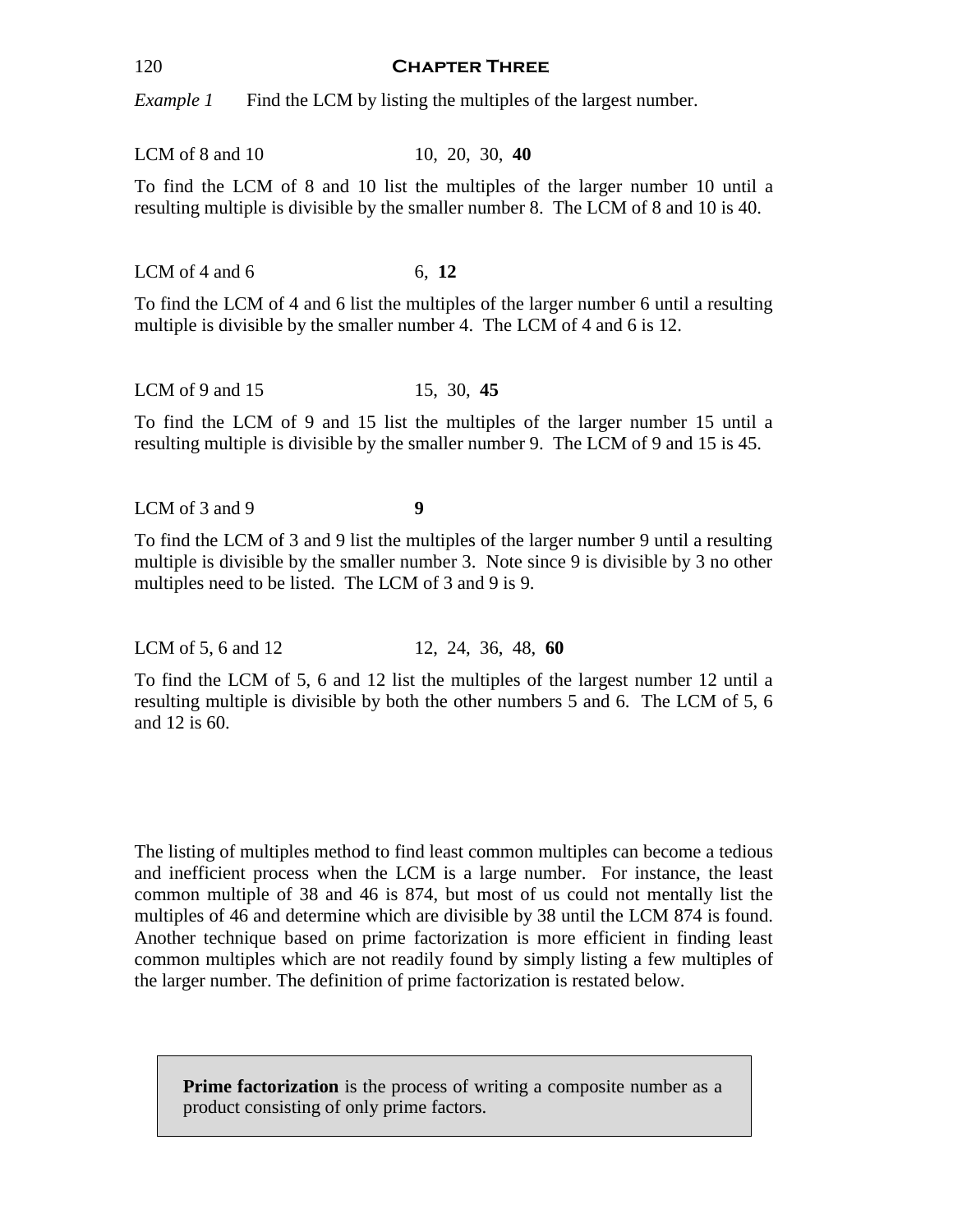*Example 1* Find the LCM by listing the multiples of the largest number.

LCM of 8 and 10 &nbsp;&nbsp;&nbsp;&nbsp; 10, 20, 30, **40**

To find the LCM of 8 and 10 list the multiples of the larger number 10 until a resulting multiple is divisible by the smaller number 8. The LCM of 8 and 10 is 40.

LCM of 4 and 6 &nbsp;&nbsp;&nbsp;&nbsp; 6, **12**

To find the LCM of 4 and 6 list the multiples of the larger number 6 until a resulting multiple is divisible by the smaller number 4. The LCM of 4 and 6 is 12.

LCM of 9 and 15 &nbsp;&nbsp;&nbsp;&nbsp; 15, 30, **45**

To find the LCM of 9 and 15 list the multiples of the larger number 15 until a resulting multiple is divisible by the smaller number 9. The LCM of 9 and 15 is 45.

LCM of 3 and 9 &nbsp;&nbsp;&nbsp;&nbsp; **9**

To find the LCM of 3 and 9 list the multiples of the larger number 9 until a resulting multiple is divisible by the smaller number 3. Note since 9 is divisible by 3 no other multiples need to be listed. The LCM of 3 and 9 is 9.

LCM of 5, 6 and 12 &nbsp;&nbsp;&nbsp;&nbsp; 12, 24, 36, 48, **60**

To find the LCM of 5, 6 and 12 list the multiples of the largest number 12 until a resulting multiple is divisible by both the other numbers 5 and 6. The LCM of 5, 6 and 12 is 60.

The listing of multiples method to find least common multiples can become a tedious and inefficient process when the LCM is a large number. For instance, the least common multiple of 38 and 46 is 874, but most of us could not mentally list the multiples of 46 and determine which are divisible by 38 until the LCM 874 is found. Another technique based on prime factorization is more efficient in finding least common multiples which are not readily found by simply listing a few multiples of the larger number. The definition of prime factorization is restated below.

> **Prime factorization** is the process of writing a composite number as a product consisting of only prime factors.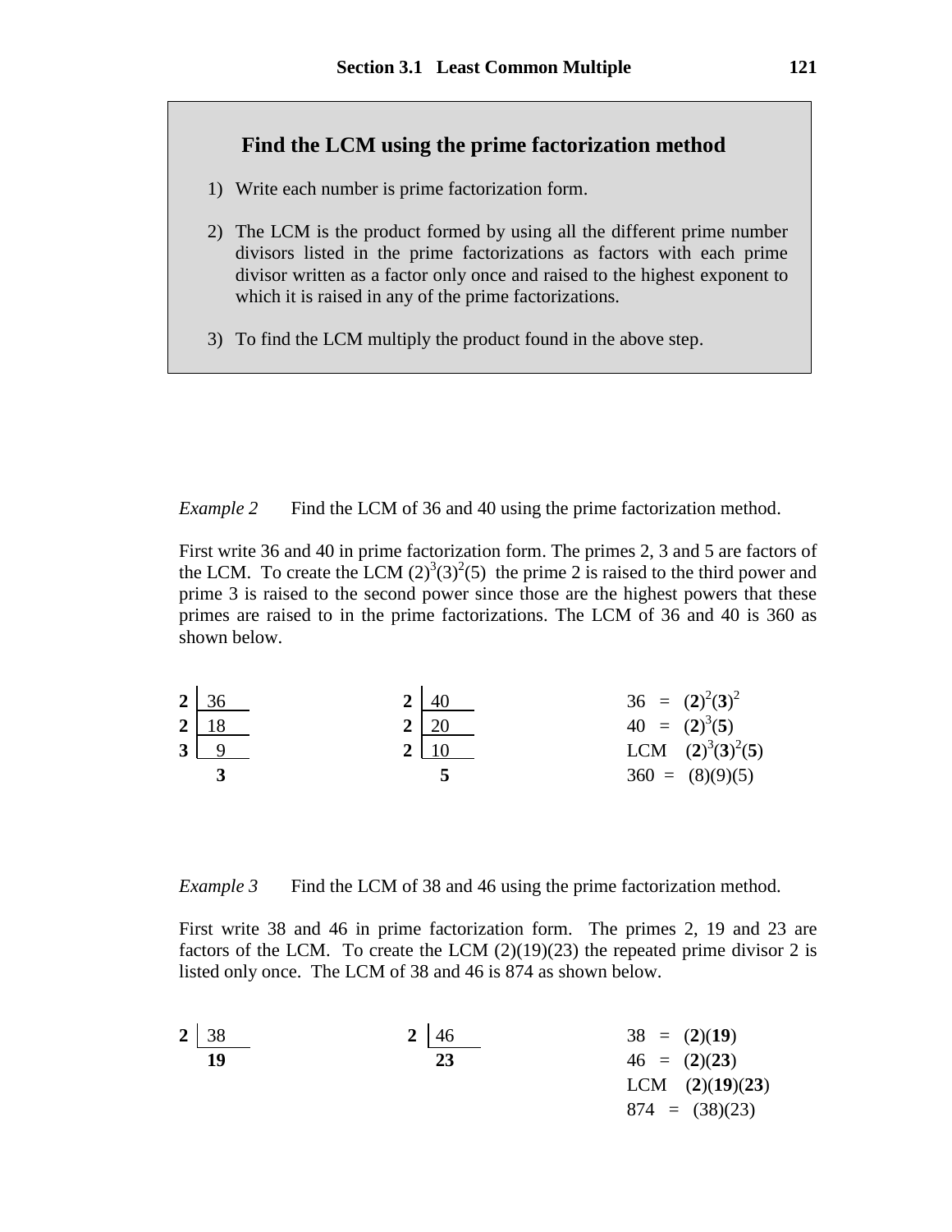## Find the LCM using the prime factorization method

1) Write each number is prime factorization form.

2) The LCM is the product formed by using all the different prime number divisors listed in the prime factorizations as factors with each prime divisor written as a factor only once and raised to the highest exponent to which it is raised in any of the prime factorizations.

3) To find the LCM multiply the product found in the above step.

*Example 2* Find the LCM of 36 and 40 using the prime factorization method.

First write 36 and 40 in prime factorization form. The primes 2, 3 and 5 are factors of the LCM. To create the LCM $(2)^3(3)^2(5)$ the prime 2 is raised to the third power and prime 3 is raised to the second power since those are the highest powers that these primes are raised to in the prime factorizations. The LCM of 36 and 40 is 360 as shown below.

```
2 | 36        2 | 40
2 | 18        2 | 20
3 |  9        2 | 10
    3             5
```

$36 = (\mathbf{2})^2(\mathbf{3})^2$

$40 = (\mathbf{2})^3(\mathbf{5})$

LCM $(\mathbf{2})^3(\mathbf{3})^2(\mathbf{5})$

$360 = (8)(9)(5)$

*Example 3* Find the LCM of 38 and 46 using the prime factorization method.

First write 38 and 46 in prime factorization form. The primes 2, 19 and 23 are factors of the LCM. To create the LCM (2)(19)(23) the repeated prime divisor 2 is listed only once. The LCM of 38 and 46 is 874 as shown below.

```
2 | 38        2 | 46
   19            23
```

$38 = (\mathbf{2})(\mathbf{19})$

$46 = (\mathbf{2})(\mathbf{23})$

LCM $(\mathbf{2})(\mathbf{19})(\mathbf{23})$

$874 = (38)(23)$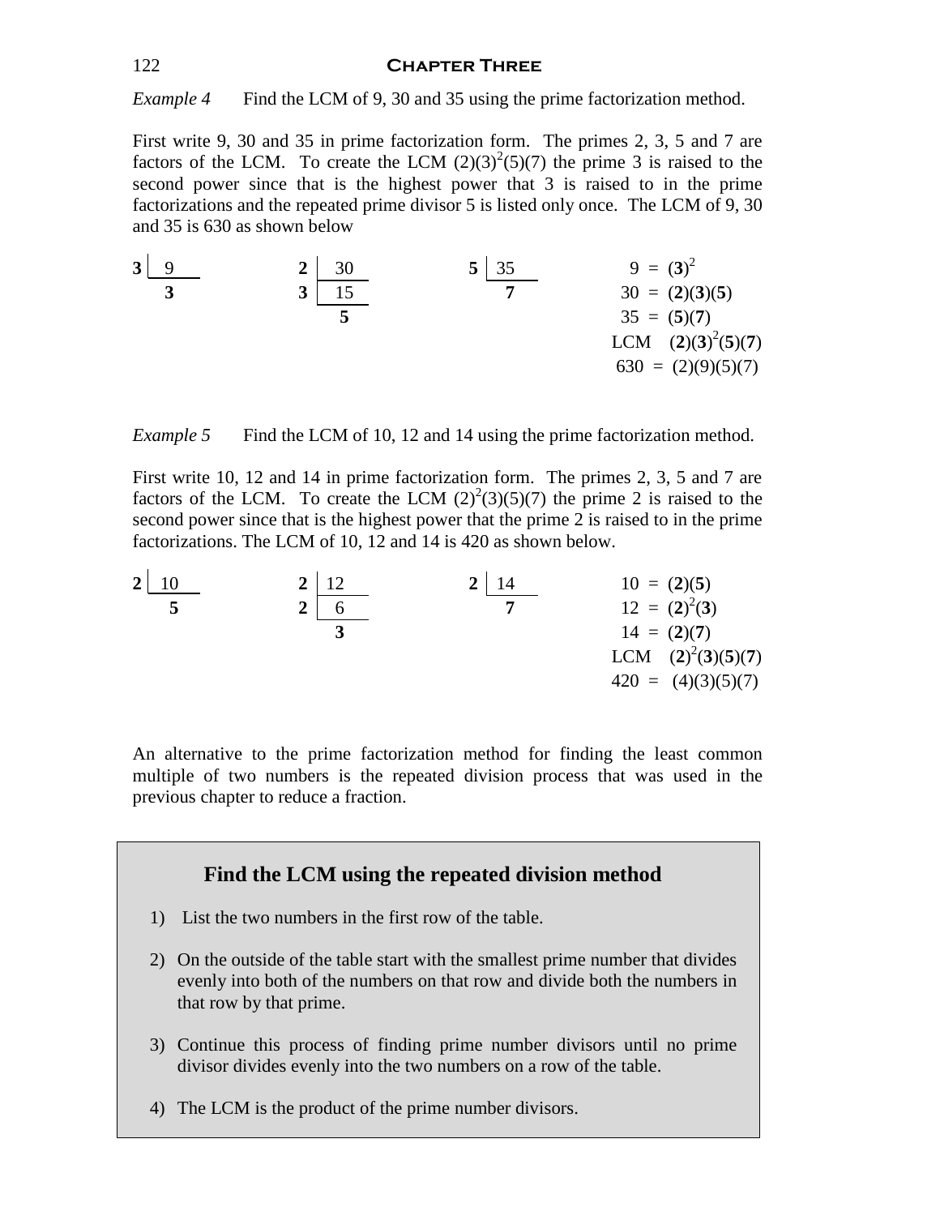*Example 4* Find the LCM of 9, 30 and 35 using the prime factorization method.

First write 9, 30 and 35 in prime factorization form. The primes 2, 3, 5 and 7 are factors of the LCM. To create the LCM $(2)(3)^2(5)(7)$ the prime 3 is raised to the second power since that is the highest power that 3 is raised to in the prime factorizations and the repeated prime divisor 5 is listed only once. The LCM of 9, 30 and 35 is 630 as shown below

$$\begin{array}{r|l} \mathbf{3} & 9 \\ \hline & \mathbf{3} \end{array} \qquad \begin{array}{r|l} \mathbf{2} & 30 \\ \hline \mathbf{3} & 15 \\ \hline & \mathbf{5} \end{array} \qquad \begin{array}{r|l} \mathbf{5} & 35 \\ \hline & \mathbf{7} \end{array}$$

$$\begin{aligned} 9 &= (\mathbf{3})^2 \\ 30 &= (\mathbf{2})(\mathbf{3})(\mathbf{5}) \\ 35 &= (\mathbf{5})(\mathbf{7}) \\ \text{LCM} &\quad (\mathbf{2})(\mathbf{3})^2(\mathbf{5})(\mathbf{7}) \\ 630 &= (2)(9)(5)(7) \end{aligned}$$

*Example 5* Find the LCM of 10, 12 and 14 using the prime factorization method.

First write 10, 12 and 14 in prime factorization form. The primes 2, 3, 5 and 7 are factors of the LCM. To create the LCM $(2)^2(3)(5)(7)$ the prime 2 is raised to the second power since that is the highest power that the prime 2 is raised to in the prime factorizations. The LCM of 10, 12 and 14 is 420 as shown below.

$$\begin{array}{r|l} \mathbf{2} & 10 \\ \hline & \mathbf{5} \end{array} \qquad \begin{array}{r|l} \mathbf{2} & 12 \\ \hline \mathbf{2} & 6 \\ \hline & \mathbf{3} \end{array} \qquad \begin{array}{r|l} \mathbf{2} & 14 \\ \hline & \mathbf{7} \end{array}$$

$$\begin{aligned} 10 &= (\mathbf{2})(\mathbf{5}) \\ 12 &= (\mathbf{2})^2(\mathbf{3}) \\ 14 &= (\mathbf{2})(\mathbf{7}) \\ \text{LCM} &\quad (\mathbf{2})^2(\mathbf{3})(\mathbf{5})(\mathbf{7}) \\ 420 &= (4)(3)(5)(7) \end{aligned}$$

An alternative to the prime factorization method for finding the least common multiple of two numbers is the repeated division process that was used in the previous chapter to reduce a fraction.

### Find the LCM using the repeated division method

1) List the two numbers in the first row of the table.
2) On the outside of the table start with the smallest prime number that divides evenly into both of the numbers on that row and divide both the numbers in that row by that prime.
3) Continue this process of finding prime number divisors until no prime divisor divides evenly into the two numbers on a row of the table.
4) The LCM is the product of the prime number divisors.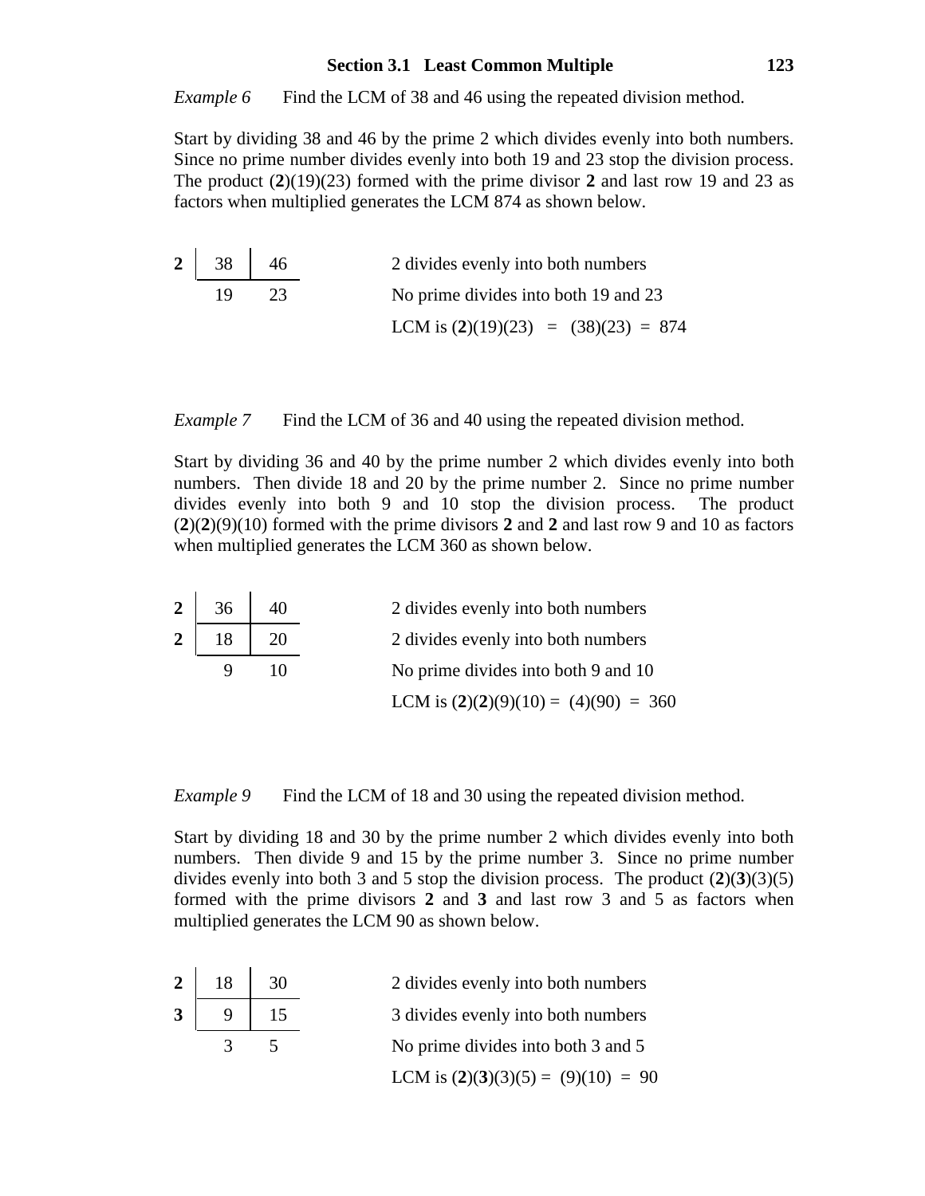*Example 6* Find the LCM of 38 and 46 using the repeated division method.

Start by dividing 38 and 46 by the prime 2 which divides evenly into both numbers. Since no prime number divides evenly into both 19 and 23 stop the division process. The product (**2**)(19)(23) formed with the prime divisor **2** and last row 19 and 23 as factors when multiplied generates the LCM 874 as shown below.

| | | | |
|---|---|---|---|
| **2** | 38 | 46 | 2 divides evenly into both numbers |
| | 19 | 23 | No prime divides into both 19 and 23 |
| | | | LCM is (**2**)(19)(23) = (38)(23) = 874 |

*Example 7* Find the LCM of 36 and 40 using the repeated division method.

Start by dividing 36 and 40 by the prime number 2 which divides evenly into both numbers. Then divide 18 and 20 by the prime number 2. Since no prime number divides evenly into both 9 and 10 stop the division process. The product (**2**)(**2**)(9)(10) formed with the prime divisors **2** and **2** and last row 9 and 10 as factors when multiplied generates the LCM 360 as shown below.

| | | | |
|---|---|---|---|
| **2** | 36 | 40 | 2 divides evenly into both numbers |
| **2** | 18 | 20 | 2 divides evenly into both numbers |
| | 9 | 10 | No prime divides into both 9 and 10 |
| | | | LCM is (**2**)(**2**)(9)(10) = (4)(90) = 360 |

*Example 9* Find the LCM of 18 and 30 using the repeated division method.

Start by dividing 18 and 30 by the prime number 2 which divides evenly into both numbers. Then divide 9 and 15 by the prime number 3. Since no prime number divides evenly into both 3 and 5 stop the division process. The product (**2**)(**3**)(3)(5) formed with the prime divisors **2** and **3** and last row 3 and 5 as factors when multiplied generates the LCM 90 as shown below.

| | | | |
|---|---|---|---|
| **2** | 18 | 30 | 2 divides evenly into both numbers |
| **3** | 9 | 15 | 3 divides evenly into both numbers |
| | 3 | 5 | No prime divides into both 3 and 5 |
| | | | LCM is (**2**)(**3**)(3)(5) = (9)(10) = 90 |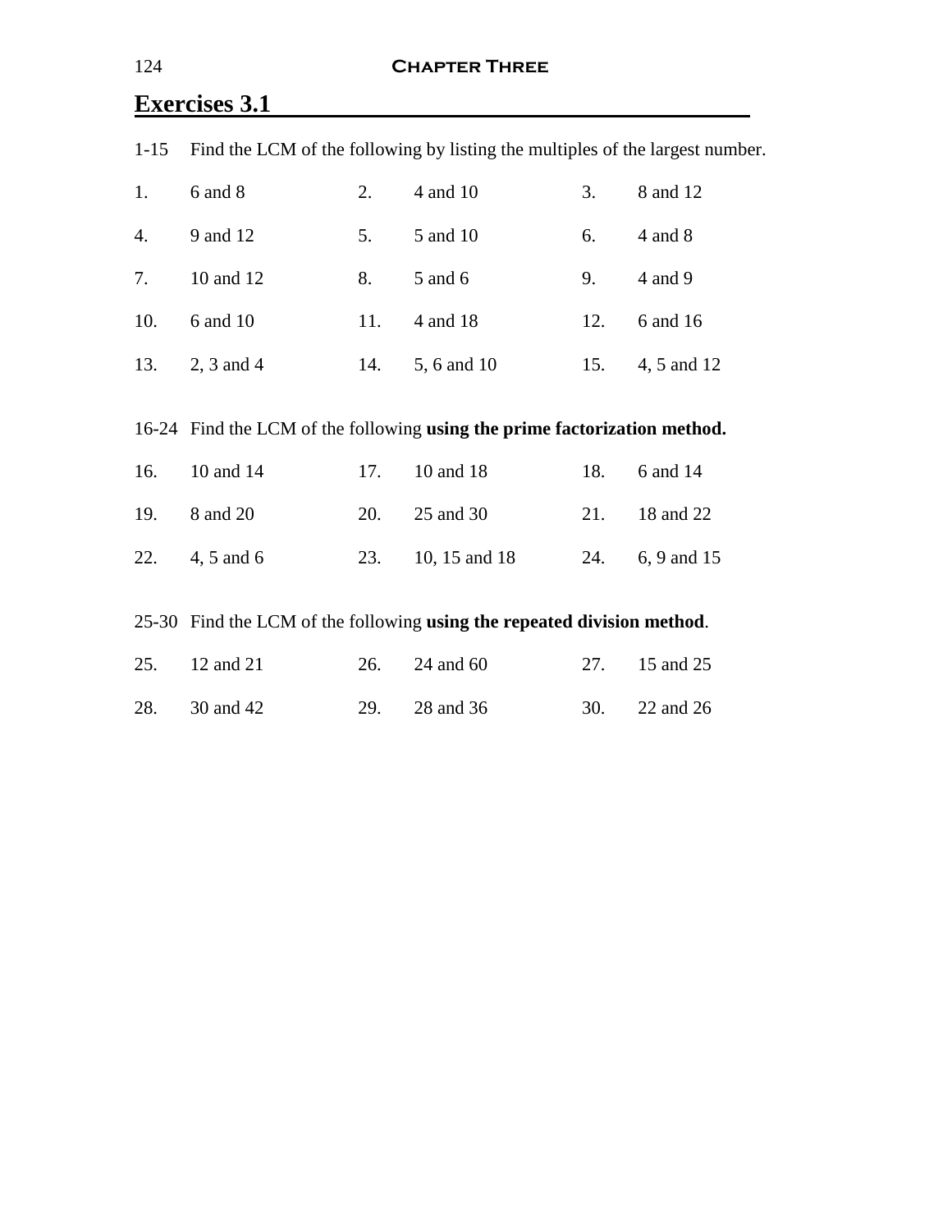## Exercises 3.1

1-15 Find the LCM of the following by listing the multiples of the largest number.

| | | | | | |
|---|---|---|---|---|---|
| 1. | 6 and 8 | 2. | 4 and 10 | 3. | 8 and 12 |
| 4. | 9 and 12 | 5. | 5 and 10 | 6. | 4 and 8 |
| 7. | 10 and 12 | 8. | 5 and 6 | 9. | 4 and 9 |
| 10. | 6 and 10 | 11. | 4 and 18 | 12. | 6 and 16 |
| 13. | 2, 3 and 4 | 14. | 5, 6 and 10 | 15. | 4, 5 and 12 |

16-24 Find the LCM of the following **using the prime factorization method.**

| | | | | | |
|---|---|---|---|---|---|
| 16. | 10 and 14 | 17. | 10 and 18 | 18. | 6 and 14 |
| 19. | 8 and 20 | 20. | 25 and 30 | 21. | 18 and 22 |
| 22. | 4, 5 and 6 | 23. | 10, 15 and 18 | 24. | 6, 9 and 15 |

25-30 Find the LCM of the following **using the repeated division method**.

| | | | | | |
|---|---|---|---|---|---|
| 25. | 12 and 21 | 26. | 24 and 60 | 27. | 15 and 25 |
| 28. | 30 and 42 | 29. | 28 and 36 | 30. | 22 and 26 |